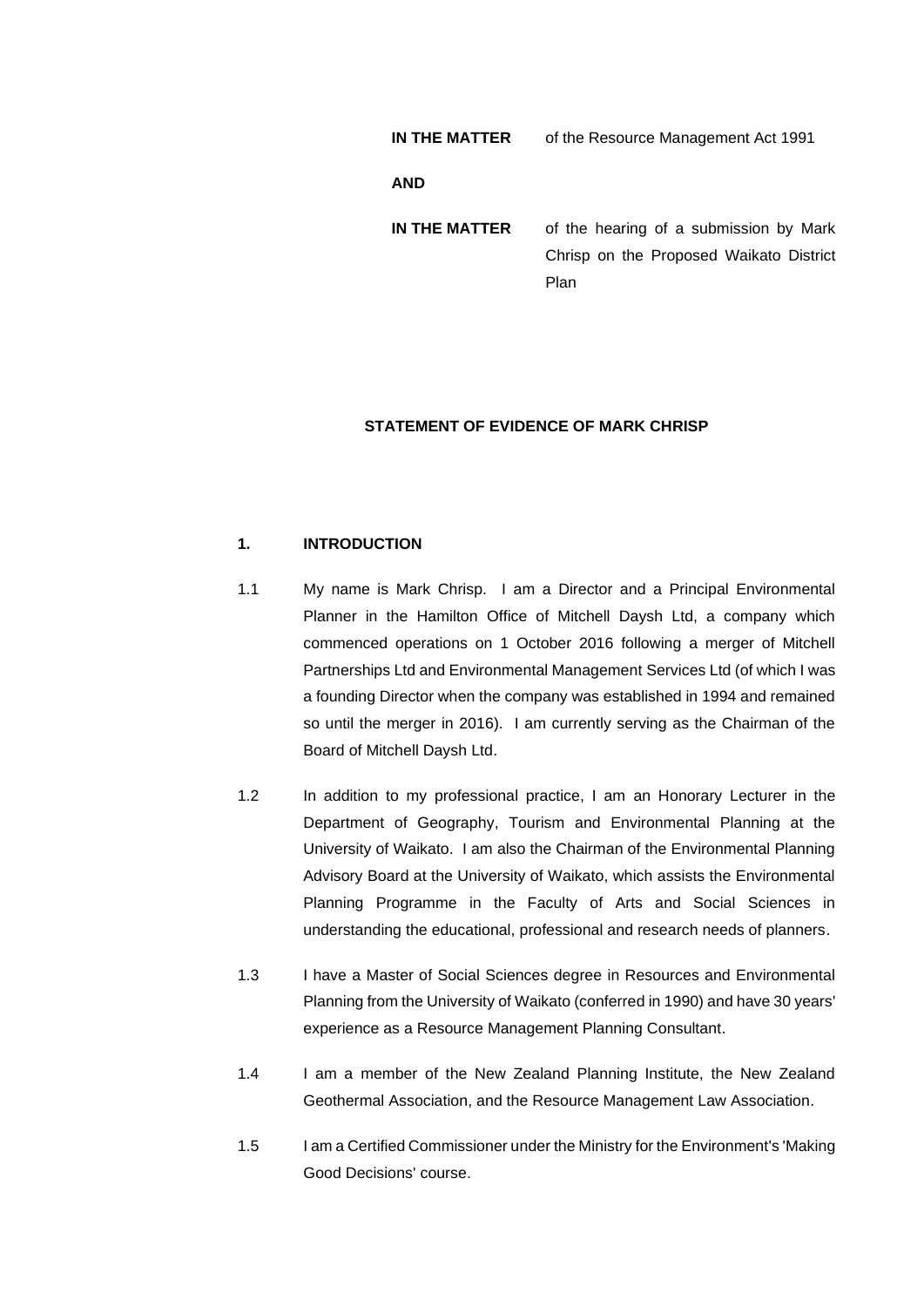**IN THE MATTER** of the Resource Management Act 1991

**AND**

**IN THE MATTER** of the hearing of a submission by Mark Chrisp on the Proposed Waikato District Plan

**STATEMENT OF EVIDENCE OF MARK CHRISP**

## 1. INTRODUCTION

1.1 My name is Mark Chrisp. I am a Director and a Principal Environmental Planner in the Hamilton Office of Mitchell Daysh Ltd, a company which commenced operations on 1 October 2016 following a merger of Mitchell Partnerships Ltd and Environmental Management Services Ltd (of which I was a founding Director when the company was established in 1994 and remained so until the merger in 2016). I am currently serving as the Chairman of the Board of Mitchell Daysh Ltd.

1.2 In addition to my professional practice, I am an Honorary Lecturer in the Department of Geography, Tourism and Environmental Planning at the University of Waikato. I am also the Chairman of the Environmental Planning Advisory Board at the University of Waikato, which assists the Environmental Planning Programme in the Faculty of Arts and Social Sciences in understanding the educational, professional and research needs of planners.

1.3 I have a Master of Social Sciences degree in Resources and Environmental Planning from the University of Waikato (conferred in 1990) and have 30 years' experience as a Resource Management Planning Consultant.

1.4 I am a member of the New Zealand Planning Institute, the New Zealand Geothermal Association, and the Resource Management Law Association.

1.5 I am a Certified Commissioner under the Ministry for the Environment's 'Making Good Decisions' course.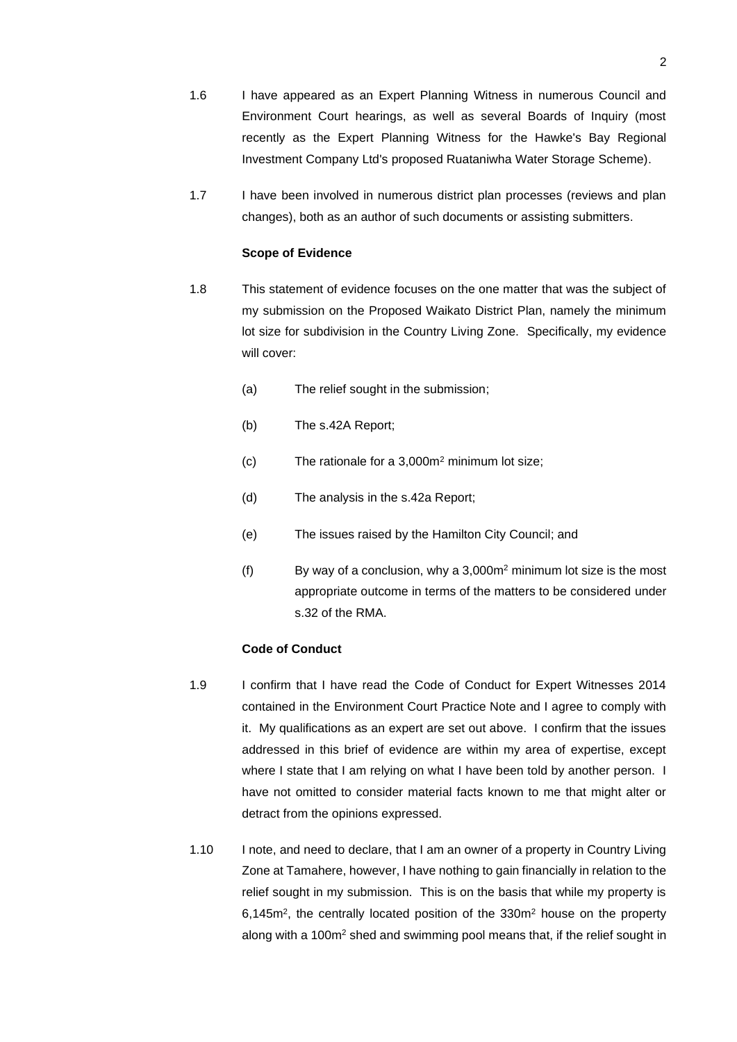1.6 I have appeared as an Expert Planning Witness in numerous Council and Environment Court hearings, as well as several Boards of Inquiry (most recently as the Expert Planning Witness for the Hawke's Bay Regional Investment Company Ltd's proposed Ruataniwha Water Storage Scheme).

1.7 I have been involved in numerous district plan processes (reviews and plan changes), both as an author of such documents or assisting submitters.

**Scope of Evidence**

1.8 This statement of evidence focuses on the one matter that was the subject of my submission on the Proposed Waikato District Plan, namely the minimum lot size for subdivision in the Country Living Zone. Specifically, my evidence will cover:

(a) The relief sought in the submission;

(b) The s.42A Report;

(c) The rationale for a 3,000m$^2$ minimum lot size;

(d) The analysis in the s.42a Report;

(e) The issues raised by the Hamilton City Council; and

(f) By way of a conclusion, why a 3,000m$^2$ minimum lot size is the most appropriate outcome in terms of the matters to be considered under s.32 of the RMA.

**Code of Conduct**

1.9 I confirm that I have read the Code of Conduct for Expert Witnesses 2014 contained in the Environment Court Practice Note and I agree to comply with it. My qualifications as an expert are set out above. I confirm that the issues addressed in this brief of evidence are within my area of expertise, except where I state that I am relying on what I have been told by another person. I have not omitted to consider material facts known to me that might alter or detract from the opinions expressed.

1.10 I note, and need to declare, that I am an owner of a property in Country Living Zone at Tamahere, however, I have nothing to gain financially in relation to the relief sought in my submission. This is on the basis that while my property is 6,145m$^2$, the centrally located position of the 330m$^2$ house on the property along with a 100m$^2$ shed and swimming pool means that, if the relief sought in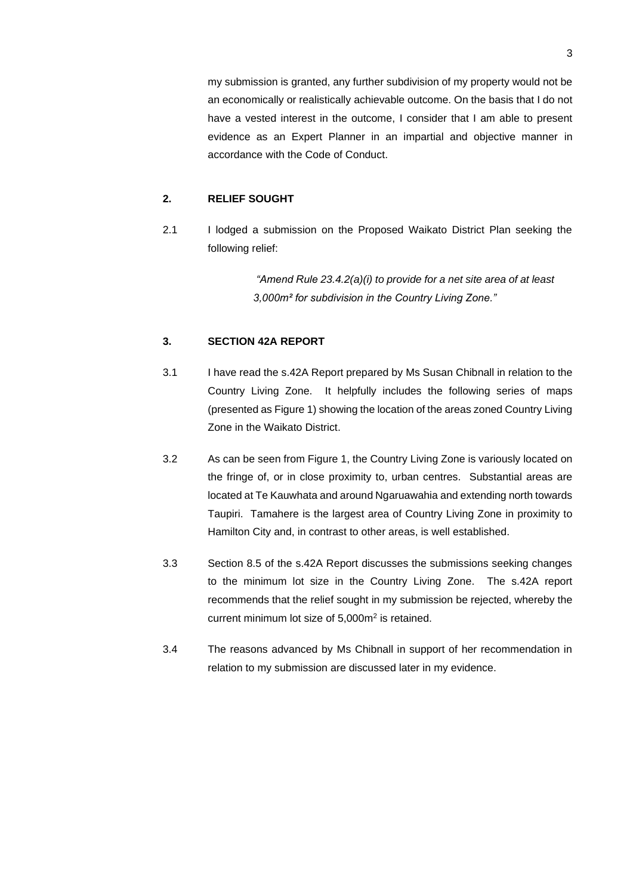my submission is granted, any further subdivision of my property would not be an economically or realistically achievable outcome. On the basis that I do not have a vested interest in the outcome, I consider that I am able to present evidence as an Expert Planner in an impartial and objective manner in accordance with the Code of Conduct.

## 2. RELIEF SOUGHT

2.1 I lodged a submission on the Proposed Waikato District Plan seeking the following relief:

> *"Amend Rule 23.4.2(a)(i) to provide for a net site area of at least 3,000m² for subdivision in the Country Living Zone."*

## 3. SECTION 42A REPORT

3.1 I have read the s.42A Report prepared by Ms Susan Chibnall in relation to the Country Living Zone. It helpfully includes the following series of maps (presented as Figure 1) showing the location of the areas zoned Country Living Zone in the Waikato District.

3.2 As can be seen from Figure 1, the Country Living Zone is variously located on the fringe of, or in close proximity to, urban centres. Substantial areas are located at Te Kauwhata and around Ngaruawahia and extending north towards Taupiri. Tamahere is the largest area of Country Living Zone in proximity to Hamilton City and, in contrast to other areas, is well established.

3.3 Section 8.5 of the s.42A Report discusses the submissions seeking changes to the minimum lot size in the Country Living Zone. The s.42A report recommends that the relief sought in my submission be rejected, whereby the current minimum lot size of 5,000m² is retained.

3.4 The reasons advanced by Ms Chibnall in support of her recommendation in relation to my submission are discussed later in my evidence.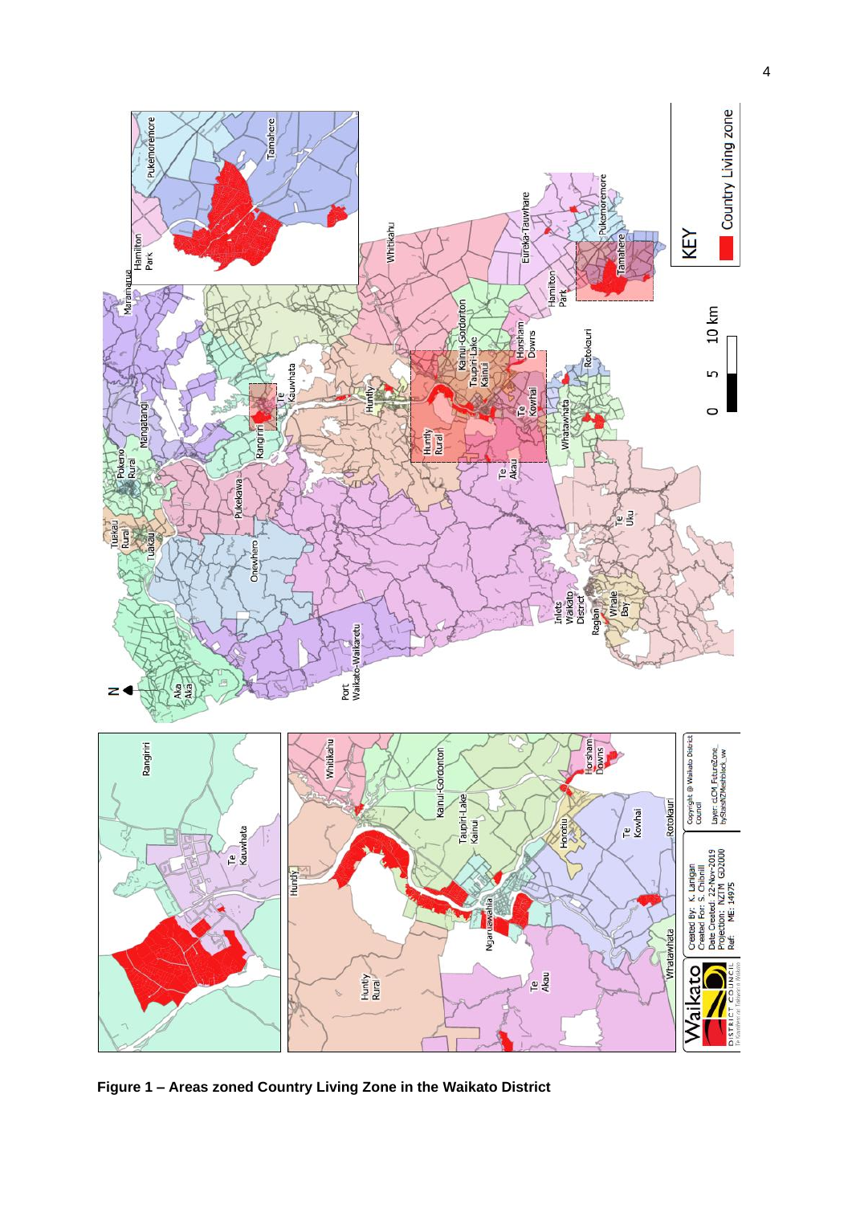**Figure 1 – Areas zoned Country Living Zone in the Waikato District**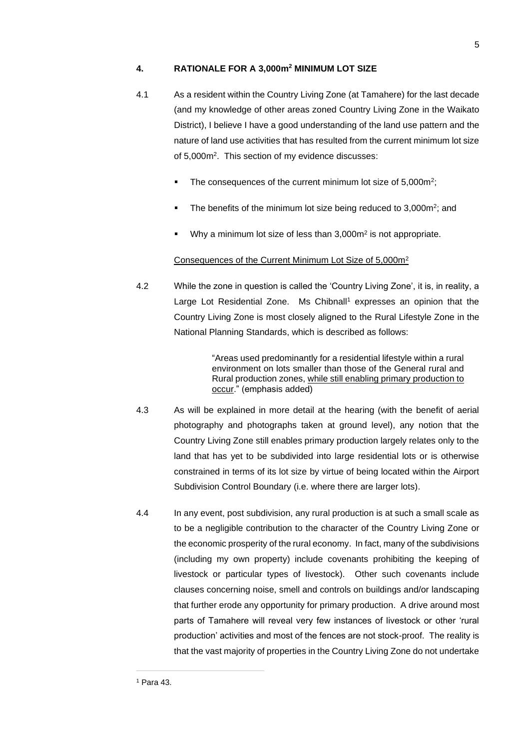## 4. RATIONALE FOR A 3,000m$^2$ MINIMUM LOT SIZE

4.1 As a resident within the Country Living Zone (at Tamahere) for the last decade (and my knowledge of other areas zoned Country Living Zone in the Waikato District), I believe I have a good understanding of the land use pattern and the nature of land use activities that has resulted from the current minimum lot size of 5,000m$^2$. This section of my evidence discusses:

- The consequences of the current minimum lot size of 5,000m$^2$;
- The benefits of the minimum lot size being reduced to 3,000m$^2$; and
- Why a minimum lot size of less than 3,000m$^2$ is not appropriate.

<u>Consequences of the Current Minimum Lot Size of 5,000m$^2$</u>

4.2 While the zone in question is called the 'Country Living Zone', it is, in reality, a Large Lot Residential Zone. Ms Chibnall[1] expresses an opinion that the Country Living Zone is most closely aligned to the Rural Lifestyle Zone in the National Planning Standards, which is described as follows:

> "Areas used predominantly for a residential lifestyle within a rural environment on lots smaller than those of the General rural and Rural production zones, <u>while still enabling primary production to occur</u>." (emphasis added)

4.3 As will be explained in more detail at the hearing (with the benefit of aerial photography and photographs taken at ground level), any notion that the Country Living Zone still enables primary production largely relates only to the land that has yet to be subdivided into large residential lots or is otherwise constrained in terms of its lot size by virtue of being located within the Airport Subdivision Control Boundary (i.e. where there are larger lots).

4.4 In any event, post subdivision, any rural production is at such a small scale as to be a negligible contribution to the character of the Country Living Zone or the economic prosperity of the rural economy. In fact, many of the subdivisions (including my own property) include covenants prohibiting the keeping of livestock or particular types of livestock). Other such covenants include clauses concerning noise, smell and controls on buildings and/or landscaping that further erode any opportunity for primary production. A drive around most parts of Tamahere will reveal very few instances of livestock or other 'rural production' activities and most of the fences are not stock-proof. The reality is that the vast majority of properties in the Country Living Zone do not undertake

[1] Para 43.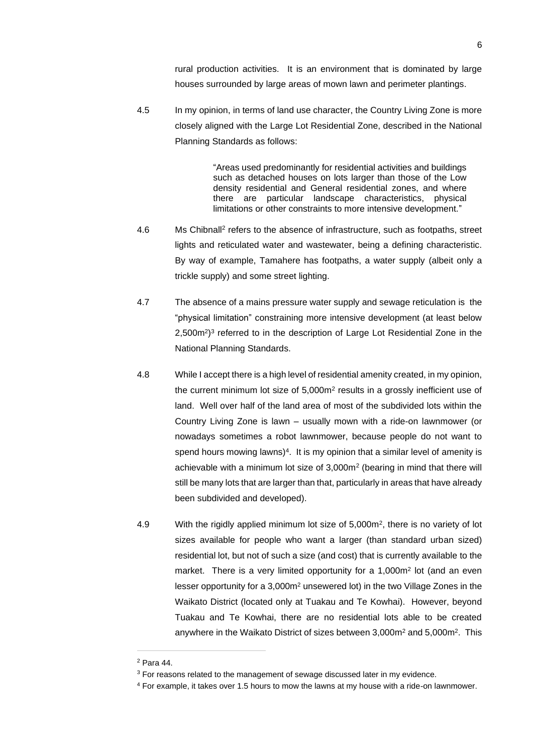rural production activities. It is an environment that is dominated by large houses surrounded by large areas of mown lawn and perimeter plantings.

4.5 In my opinion, in terms of land use character, the Country Living Zone is more closely aligned with the Large Lot Residential Zone, described in the National Planning Standards as follows:

> "Areas used predominantly for residential activities and buildings such as detached houses on lots larger than those of the Low density residential and General residential zones, and where there are particular landscape characteristics, physical limitations or other constraints to more intensive development."

4.6 Ms Chibnall[2] refers to the absence of infrastructure, such as footpaths, street lights and reticulated water and wastewater, being a defining characteristic. By way of example, Tamahere has footpaths, a water supply (albeit only a trickle supply) and some street lighting.

4.7 The absence of a mains pressure water supply and sewage reticulation is the "physical limitation" constraining more intensive development (at least below 2,500m$^2$)[3] referred to in the description of Large Lot Residential Zone in the National Planning Standards.

4.8 While I accept there is a high level of residential amenity created, in my opinion, the current minimum lot size of 5,000m$^2$ results in a grossly inefficient use of land. Well over half of the land area of most of the subdivided lots within the Country Living Zone is lawn – usually mown with a ride-on lawnmower (or nowadays sometimes a robot lawnmower, because people do not want to spend hours mowing lawns)[4]. It is my opinion that a similar level of amenity is achievable with a minimum lot size of 3,000m$^2$ (bearing in mind that there will still be many lots that are larger than that, particularly in areas that have already been subdivided and developed).

4.9 With the rigidly applied minimum lot size of 5,000m$^2$, there is no variety of lot sizes available for people who want a larger (than standard urban sized) residential lot, but not of such a size (and cost) that is currently available to the market. There is a very limited opportunity for a 1,000m$^2$ lot (and an even lesser opportunity for a 3,000m$^2$ unsewered lot) in the two Village Zones in the Waikato District (located only at Tuakau and Te Kowhai). However, beyond Tuakau and Te Kowhai, there are no residential lots able to be created anywhere in the Waikato District of sizes between 3,000m$^2$ and 5,000m$^2$. This

---

[2] Para 44.

[3] For reasons related to the management of sewage discussed later in my evidence.

[4] For example, it takes over 1.5 hours to mow the lawns at my house with a ride-on lawnmower.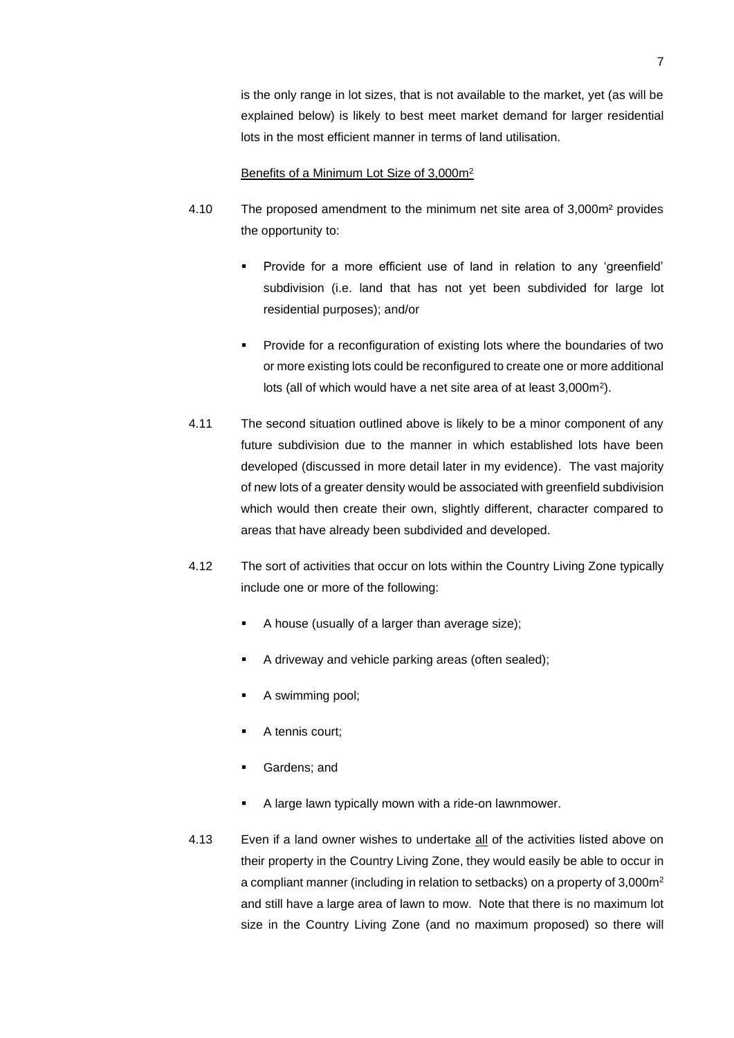is the only range in lot sizes, that is not available to the market, yet (as will be explained below) is likely to best meet market demand for larger residential lots in the most efficient manner in terms of land utilisation.

<u>Benefits of a Minimum Lot Size of 3,000m$^2$</u>

4.10 The proposed amendment to the minimum net site area of 3,000m$^2$ provides the opportunity to:

- Provide for a more efficient use of land in relation to any 'greenfield' subdivision (i.e. land that has not yet been subdivided for large lot residential purposes); and/or
- Provide for a reconfiguration of existing lots where the boundaries of two or more existing lots could be reconfigured to create one or more additional lots (all of which would have a net site area of at least 3,000m$^2$).

4.11 The second situation outlined above is likely to be a minor component of any future subdivision due to the manner in which established lots have been developed (discussed in more detail later in my evidence). The vast majority of new lots of a greater density would be associated with greenfield subdivision which would then create their own, slightly different, character compared to areas that have already been subdivided and developed.

4.12 The sort of activities that occur on lots within the Country Living Zone typically include one or more of the following:

- A house (usually of a larger than average size);
- A driveway and vehicle parking areas (often sealed);
- A swimming pool;
- A tennis court;
- Gardens; and
- A large lawn typically mown with a ride-on lawnmower.

4.13 Even if a land owner wishes to undertake <u>all</u> of the activities listed above on their property in the Country Living Zone, they would easily be able to occur in a compliant manner (including in relation to setbacks) on a property of 3,000m$^2$ and still have a large area of lawn to mow. Note that there is no maximum lot size in the Country Living Zone (and no maximum proposed) so there will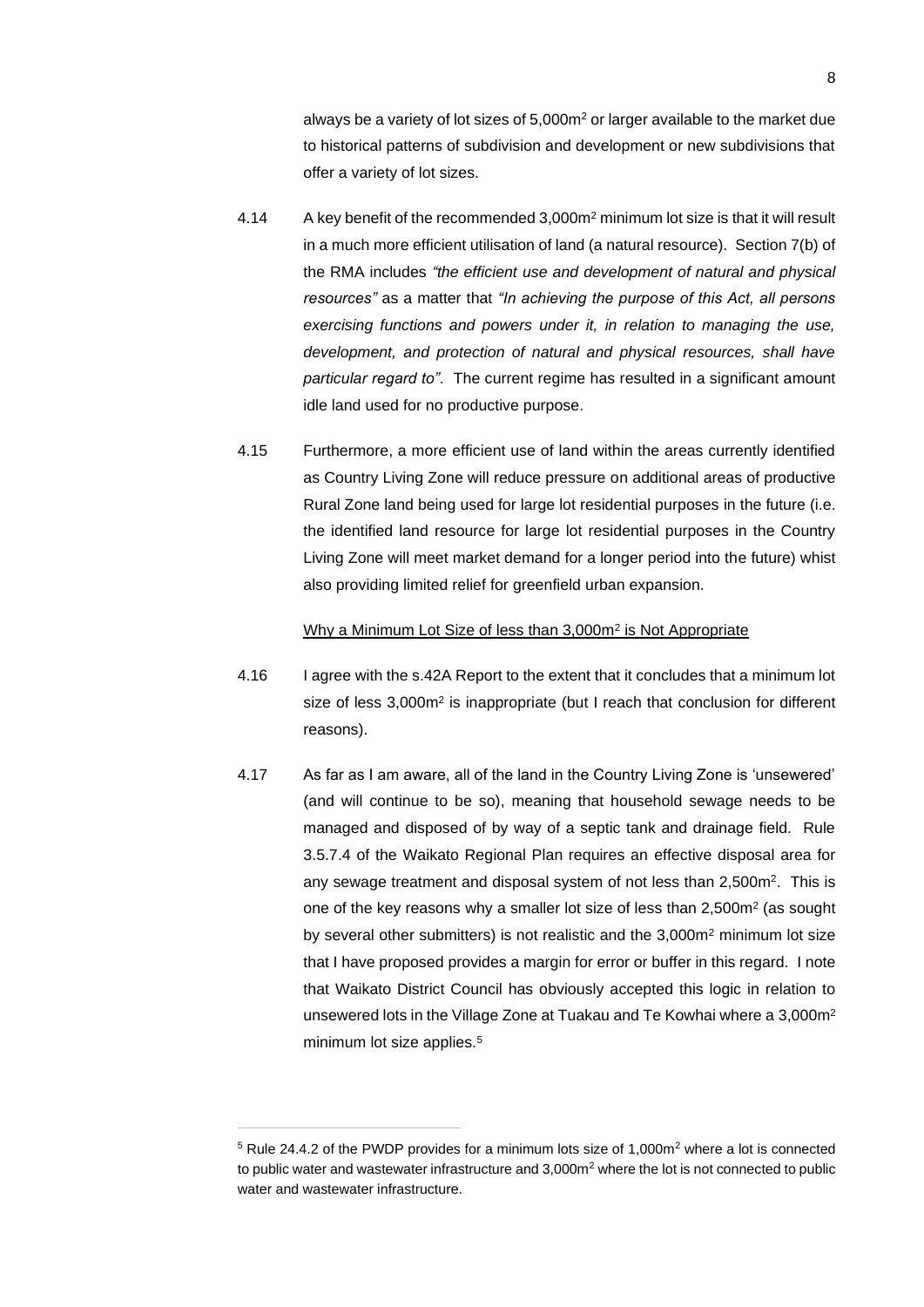always be a variety of lot sizes of 5,000m$^2$ or larger available to the market due to historical patterns of subdivision and development or new subdivisions that offer a variety of lot sizes.

4.14 A key benefit of the recommended 3,000m$^2$ minimum lot size is that it will result in a much more efficient utilisation of land (a natural resource). Section 7(b) of the RMA includes *"the efficient use and development of natural and physical resources"* as a matter that *"In achieving the purpose of this Act, all persons exercising functions and powers under it, in relation to managing the use, development, and protection of natural and physical resources, shall have particular regard to"*. The current regime has resulted in a significant amount idle land used for no productive purpose.

4.15 Furthermore, a more efficient use of land within the areas currently identified as Country Living Zone will reduce pressure on additional areas of productive Rural Zone land being used for large lot residential purposes in the future (i.e. the identified land resource for large lot residential purposes in the Country Living Zone will meet market demand for a longer period into the future) whist also providing limited relief for greenfield urban expansion.

<u>Why a Minimum Lot Size of less than 3,000m$^2$ is Not Appropriate</u>

4.16 I agree with the s.42A Report to the extent that it concludes that a minimum lot size of less 3,000m$^2$ is inappropriate (but I reach that conclusion for different reasons).

4.17 As far as I am aware, all of the land in the Country Living Zone is 'unsewered' (and will continue to be so), meaning that household sewage needs to be managed and disposed of by way of a septic tank and drainage field. Rule 3.5.7.4 of the Waikato Regional Plan requires an effective disposal area for any sewage treatment and disposal system of not less than 2,500m$^2$. This is one of the key reasons why a smaller lot size of less than 2,500m$^2$ (as sought by several other submitters) is not realistic and the 3,000m$^2$ minimum lot size that I have proposed provides a margin for error or buffer in this regard. I note that Waikato District Council has obviously accepted this logic in relation to unsewered lots in the Village Zone at Tuakau and Te Kowhai where a 3,000m$^2$ minimum lot size applies.[5]

---

[5] Rule 24.4.2 of the PWDP provides for a minimum lots size of 1,000m$^2$ where a lot is connected to public water and wastewater infrastructure and 3,000m$^2$ where the lot is not connected to public water and wastewater infrastructure.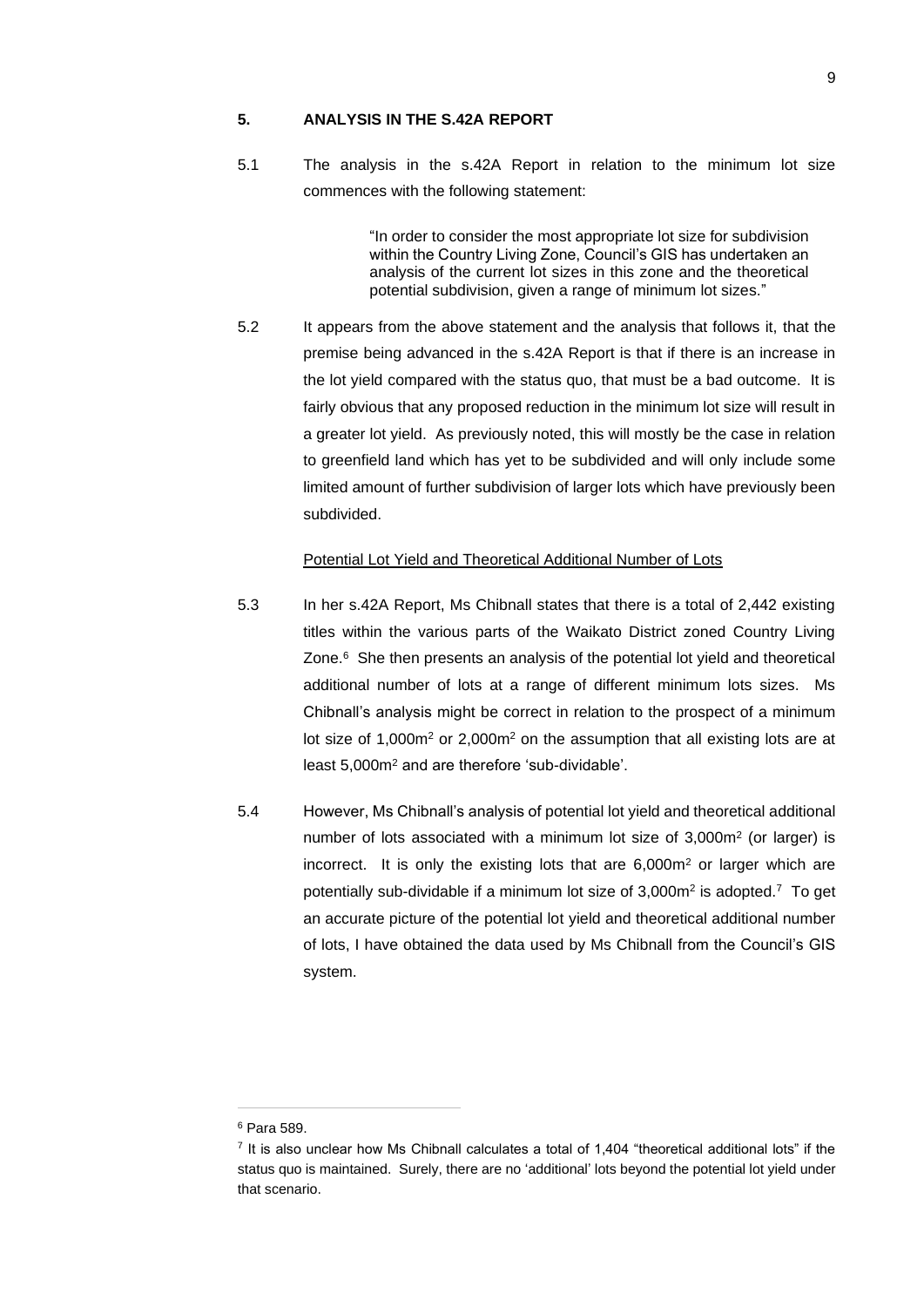## 5. ANALYSIS IN THE S.42A REPORT

5.1 The analysis in the s.42A Report in relation to the minimum lot size commences with the following statement:

> "In order to consider the most appropriate lot size for subdivision within the Country Living Zone, Council's GIS has undertaken an analysis of the current lot sizes in this zone and the theoretical potential subdivision, given a range of minimum lot sizes."

5.2 It appears from the above statement and the analysis that follows it, that the premise being advanced in the s.42A Report is that if there is an increase in the lot yield compared with the status quo, that must be a bad outcome. It is fairly obvious that any proposed reduction in the minimum lot size will result in a greater lot yield. As previously noted, this will mostly be the case in relation to greenfield land which has yet to be subdivided and will only include some limited amount of further subdivision of larger lots which have previously been subdivided.

<u>Potential Lot Yield and Theoretical Additional Number of Lots</u>

5.3 In her s.42A Report, Ms Chibnall states that there is a total of 2,442 existing titles within the various parts of the Waikato District zoned Country Living Zone.[6] She then presents an analysis of the potential lot yield and theoretical additional number of lots at a range of different minimum lots sizes. Ms Chibnall's analysis might be correct in relation to the prospect of a minimum lot size of 1,000m$^2$ or 2,000m$^2$ on the assumption that all existing lots are at least 5,000m$^2$ and are therefore 'sub-dividable'.

5.4 However, Ms Chibnall's analysis of potential lot yield and theoretical additional number of lots associated with a minimum lot size of 3,000m$^2$ (or larger) is incorrect. It is only the existing lots that are 6,000m$^2$ or larger which are potentially sub-dividable if a minimum lot size of 3,000m$^2$ is adopted.[7] To get an accurate picture of the potential lot yield and theoretical additional number of lots, I have obtained the data used by Ms Chibnall from the Council's GIS system.

---

[6] Para 589.

[7] It is also unclear how Ms Chibnall calculates a total of 1,404 "theoretical additional lots" if the status quo is maintained. Surely, there are no 'additional' lots beyond the potential lot yield under that scenario.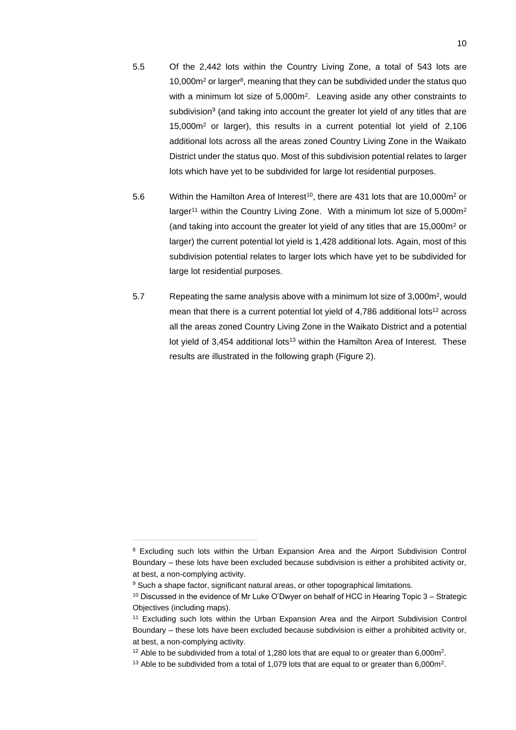5.5 Of the 2,442 lots within the Country Living Zone, a total of 543 lots are 10,000m² or larger[8], meaning that they can be subdivided under the status quo with a minimum lot size of 5,000m². Leaving aside any other constraints to subdivision[9] (and taking into account the greater lot yield of any titles that are 15,000m² or larger), this results in a current potential lot yield of 2,106 additional lots across all the areas zoned Country Living Zone in the Waikato District under the status quo. Most of this subdivision potential relates to larger lots which have yet to be subdivided for large lot residential purposes.

5.6 Within the Hamilton Area of Interest[10], there are 431 lots that are 10,000m² or larger[11] within the Country Living Zone. With a minimum lot size of 5,000m² (and taking into account the greater lot yield of any titles that are 15,000m² or larger) the current potential lot yield is 1,428 additional lots. Again, most of this subdivision potential relates to larger lots which have yet to be subdivided for large lot residential purposes.

5.7 Repeating the same analysis above with a minimum lot size of 3,000m², would mean that there is a current potential lot yield of 4,786 additional lots[12] across all the areas zoned Country Living Zone in the Waikato District and a potential lot yield of 3,454 additional lots[13] within the Hamilton Area of Interest. These results are illustrated in the following graph (Figure 2).

---

[8] Excluding such lots within the Urban Expansion Area and the Airport Subdivision Control Boundary – these lots have been excluded because subdivision is either a prohibited activity or, at best, a non-complying activity.

[9] Such a shape factor, significant natural areas, or other topographical limitations.

[10] Discussed in the evidence of Mr Luke O'Dwyer on behalf of HCC in Hearing Topic 3 – Strategic Objectives (including maps).

[11] Excluding such lots within the Urban Expansion Area and the Airport Subdivision Control Boundary – these lots have been excluded because subdivision is either a prohibited activity or, at best, a non-complying activity.

[12] Able to be subdivided from a total of 1,280 lots that are equal to or greater than 6,000m².

[13] Able to be subdivided from a total of 1,079 lots that are equal to or greater than 6,000m².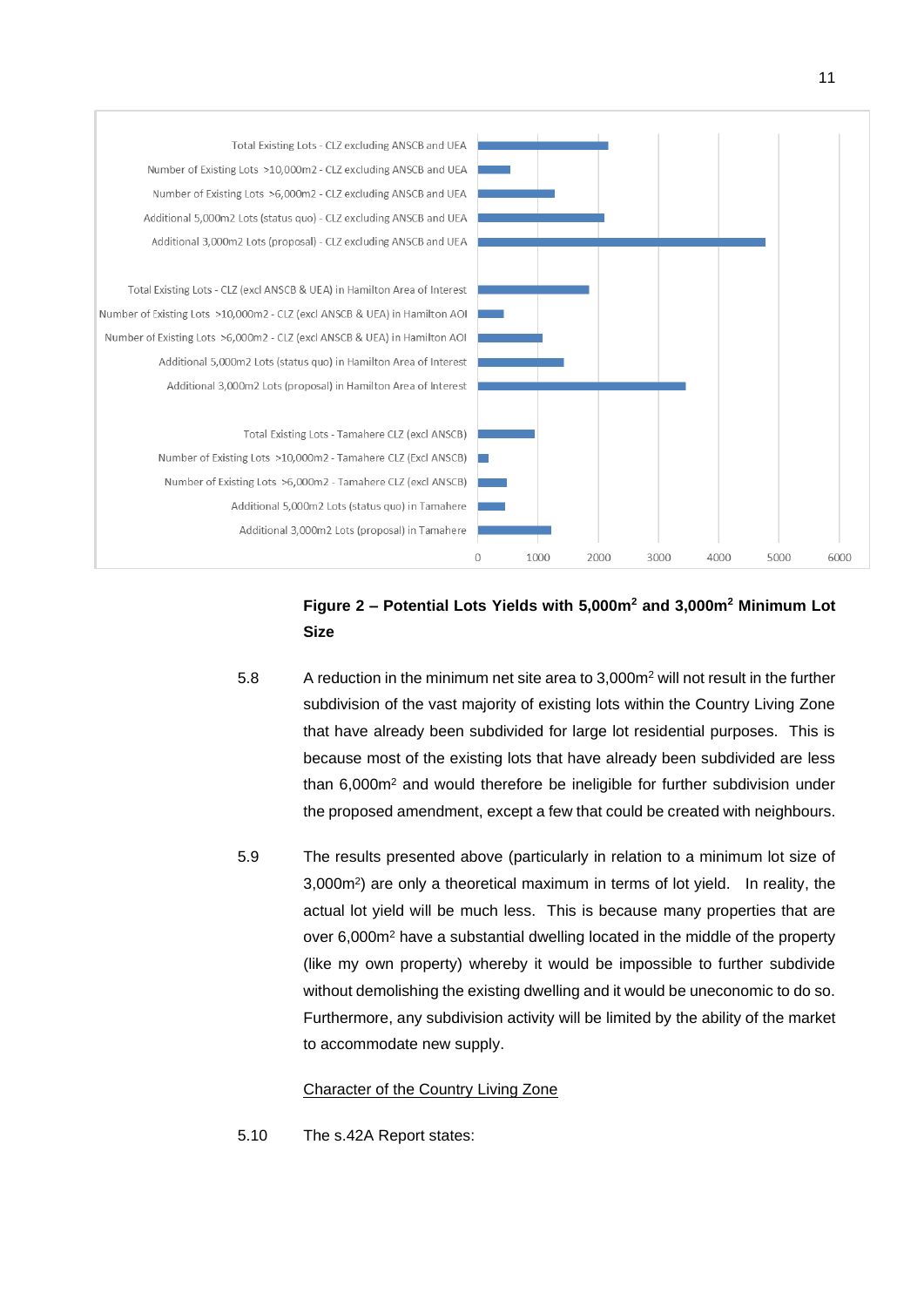Total Existing Lots - CLZ excluding ANSCB and UEA
Number of Existing Lots >10,000m2 - CLZ excluding ANSCB and UEA
Number of Existing Lots >6,000m2 - CLZ excluding ANSCB and UEA
Additional 5,000m2 Lots (status quo) - CLZ excluding ANSCB and UEA
Additional 3,000m2 Lots (proposal) - CLZ excluding ANSCB and UEA

Total Existing Lots - CLZ (excl ANSCB & UEA) in Hamilton Area of Interest
Number of Existing Lots >10,000m2 - CLZ (excl ANSCB & UEA) in Hamilton AOI
Number of Existing Lots >6,000m2 - CLZ (excl ANSCB & UEA) in Hamilton AOI
Additional 5,000m2 Lots (status quo) in Hamilton Area of Interest
Additional 3,000m2 Lots (proposal) in Hamilton Area of Interest

Total Existing Lots - Tamahere CLZ (excl ANSCB)
Number of Existing Lots >10,000m2 - Tamahere CLZ (Excl ANSCB)
Number of Existing Lots >6,000m2 - Tamahere CLZ (excl ANSCB)
Additional 5,000m2 Lots (status quo) in Tamahere
Additional 3,000m2 Lots (proposal) in Tamahere

0 1000 2000 3000 4000 5000 6000

**Figure 2 – Potential Lots Yields with 5,000m$^2$ and 3,000m$^2$ Minimum Lot Size**

5.8 A reduction in the minimum net site area to 3,000m$^2$ will not result in the further subdivision of the vast majority of existing lots within the Country Living Zone that have already been subdivided for large lot residential purposes. This is because most of the existing lots that have already been subdivided are less than 6,000m$^2$ and would therefore be ineligible for further subdivision under the proposed amendment, except a few that could be created with neighbours.

5.9 The results presented above (particularly in relation to a minimum lot size of 3,000m$^2$) are only a theoretical maximum in terms of lot yield. In reality, the actual lot yield will be much less. This is because many properties that are over 6,000m$^2$ have a substantial dwelling located in the middle of the property (like my own property) whereby it would be impossible to further subdivide without demolishing the existing dwelling and it would be uneconomic to do so. Furthermore, any subdivision activity will be limited by the ability of the market to accommodate new supply.

<u>Character of the Country Living Zone</u>

5.10 The s.42A Report states: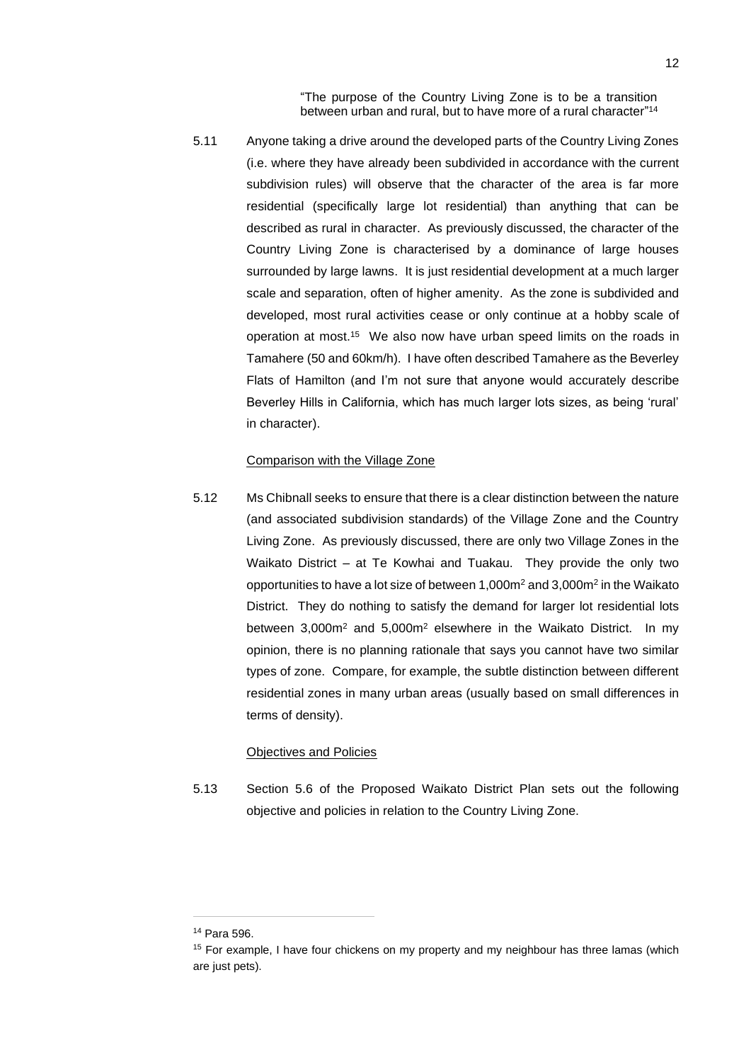> "The purpose of the Country Living Zone is to be a transition between urban and rural, but to have more of a rural character"[14]

5.11 Anyone taking a drive around the developed parts of the Country Living Zones (i.e. where they have already been subdivided in accordance with the current subdivision rules) will observe that the character of the area is far more residential (specifically large lot residential) than anything that can be described as rural in character. As previously discussed, the character of the Country Living Zone is characterised by a dominance of large houses surrounded by large lawns. It is just residential development at a much larger scale and separation, often of higher amenity. As the zone is subdivided and developed, most rural activities cease or only continue at a hobby scale of operation at most.[15] We also now have urban speed limits on the roads in Tamahere (50 and 60km/h). I have often described Tamahere as the Beverley Flats of Hamilton (and I'm not sure that anyone would accurately describe Beverley Hills in California, which has much larger lots sizes, as being 'rural' in character).

<u>Comparison with the Village Zone</u>

5.12 Ms Chibnall seeks to ensure that there is a clear distinction between the nature (and associated subdivision standards) of the Village Zone and the Country Living Zone. As previously discussed, there are only two Village Zones in the Waikato District – at Te Kowhai and Tuakau. They provide the only two opportunities to have a lot size of between 1,000m$^2$ and 3,000m$^2$ in the Waikato District. They do nothing to satisfy the demand for larger lot residential lots between 3,000m$^2$ and 5,000m$^2$ elsewhere in the Waikato District. In my opinion, there is no planning rationale that says you cannot have two similar types of zone. Compare, for example, the subtle distinction between different residential zones in many urban areas (usually based on small differences in terms of density).

<u>Objectives and Policies</u>

5.13 Section 5.6 of the Proposed Waikato District Plan sets out the following objective and policies in relation to the Country Living Zone.

---

[14] Para 596.

[15] For example, I have four chickens on my property and my neighbour has three lamas (which are just pets).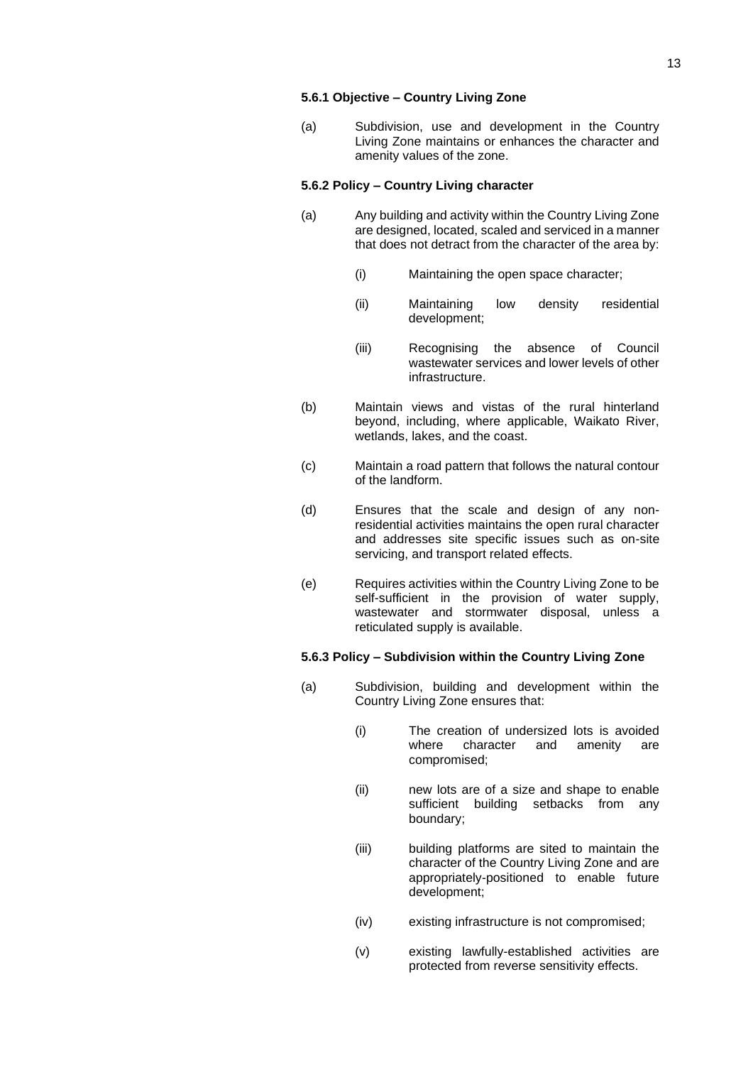#### 5.6.1 Objective – Country Living Zone

(a) Subdivision, use and development in the Country Living Zone maintains or enhances the character and amenity values of the zone.

#### 5.6.2 Policy – Country Living character

(a) Any building and activity within the Country Living Zone are designed, located, scaled and serviced in a manner that does not detract from the character of the area by:

  (i) Maintaining the open space character;

  (ii) Maintaining low density residential development;

  (iii) Recognising the absence of Council wastewater services and lower levels of other infrastructure.

(b) Maintain views and vistas of the rural hinterland beyond, including, where applicable, Waikato River, wetlands, lakes, and the coast.

(c) Maintain a road pattern that follows the natural contour of the landform.

(d) Ensures that the scale and design of any non-residential activities maintains the open rural character and addresses site specific issues such as on-site servicing, and transport related effects.

(e) Requires activities within the Country Living Zone to be self-sufficient in the provision of water supply, wastewater and stormwater disposal, unless a reticulated supply is available.

#### 5.6.3 Policy – Subdivision within the Country Living Zone

(a) Subdivision, building and development within the Country Living Zone ensures that:

  (i) The creation of undersized lots is avoided where character and amenity are compromised;

  (ii) new lots are of a size and shape to enable sufficient building setbacks from any boundary;

  (iii) building platforms are sited to maintain the character of the Country Living Zone and are appropriately-positioned to enable future development;

  (iv) existing infrastructure is not compromised;

  (v) existing lawfully-established activities are protected from reverse sensitivity effects.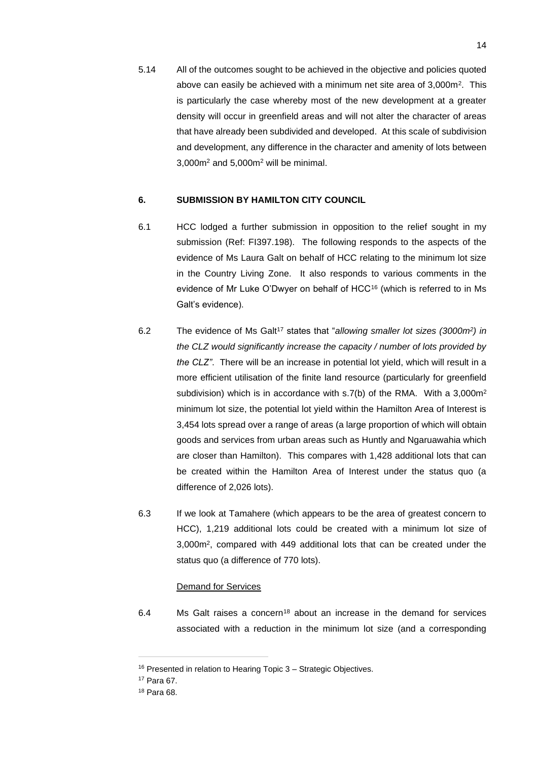5.14 All of the outcomes sought to be achieved in the objective and policies quoted above can easily be achieved with a minimum net site area of 3,000m². This is particularly the case whereby most of the new development at a greater density will occur in greenfield areas and will not alter the character of areas that have already been subdivided and developed. At this scale of subdivision and development, any difference in the character and amenity of lots between 3,000m² and 5,000m² will be minimal.

## 6. SUBMISSION BY HAMILTON CITY COUNCIL

6.1 HCC lodged a further submission in opposition to the relief sought in my submission (Ref: FI397.198). The following responds to the aspects of the evidence of Ms Laura Galt on behalf of HCC relating to the minimum lot size in the Country Living Zone. It also responds to various comments in the evidence of Mr Luke O'Dwyer on behalf of HCC[16] (which is referred to in Ms Galt's evidence).

6.2 The evidence of Ms Galt[17] states that "*allowing smaller lot sizes (3000m²) in the CLZ would significantly increase the capacity / number of lots provided by the CLZ"*. There will be an increase in potential lot yield, which will result in a more efficient utilisation of the finite land resource (particularly for greenfield subdivision) which is in accordance with s.7(b) of the RMA. With a 3,000m² minimum lot size, the potential lot yield within the Hamilton Area of Interest is 3,454 lots spread over a range of areas (a large proportion of which will obtain goods and services from urban areas such as Huntly and Ngaruawahia which are closer than Hamilton). This compares with 1,428 additional lots that can be created within the Hamilton Area of Interest under the status quo (a difference of 2,026 lots).

6.3 If we look at Tamahere (which appears to be the area of greatest concern to HCC), 1,219 additional lots could be created with a minimum lot size of 3,000m², compared with 449 additional lots that can be created under the status quo (a difference of 770 lots).

<u>Demand for Services</u>

6.4 Ms Galt raises a concern[18] about an increase in the demand for services associated with a reduction in the minimum lot size (and a corresponding

---

[16] Presented in relation to Hearing Topic 3 – Strategic Objectives.

[17] Para 67.

[18] Para 68.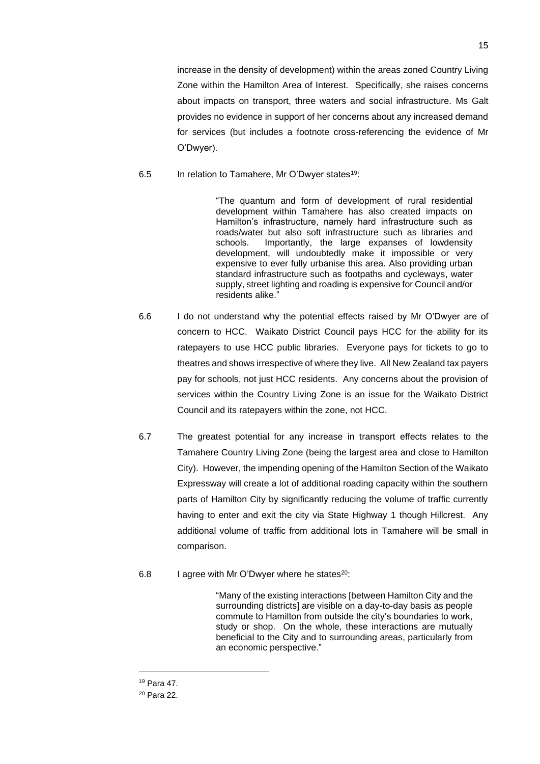increase in the density of development) within the areas zoned Country Living Zone within the Hamilton Area of Interest. Specifically, she raises concerns about impacts on transport, three waters and social infrastructure. Ms Galt provides no evidence in support of her concerns about any increased demand for services (but includes a footnote cross-referencing the evidence of Mr O'Dwyer).

6.5 In relation to Tamahere, Mr O'Dwyer states[19]:

> "The quantum and form of development of rural residential development within Tamahere has also created impacts on Hamilton's infrastructure, namely hard infrastructure such as roads/water but also soft infrastructure such as libraries and schools. Importantly, the large expanses of lowdensity development, will undoubtedly make it impossible or very expensive to ever fully urbanise this area. Also providing urban standard infrastructure such as footpaths and cycleways, water supply, street lighting and roading is expensive for Council and/or residents alike."

6.6 I do not understand why the potential effects raised by Mr O'Dwyer are of concern to HCC. Waikato District Council pays HCC for the ability for its ratepayers to use HCC public libraries. Everyone pays for tickets to go to theatres and shows irrespective of where they live. All New Zealand tax payers pay for schools, not just HCC residents. Any concerns about the provision of services within the Country Living Zone is an issue for the Waikato District Council and its ratepayers within the zone, not HCC.

6.7 The greatest potential for any increase in transport effects relates to the Tamahere Country Living Zone (being the largest area and close to Hamilton City). However, the impending opening of the Hamilton Section of the Waikato Expressway will create a lot of additional roading capacity within the southern parts of Hamilton City by significantly reducing the volume of traffic currently having to enter and exit the city via State Highway 1 though Hillcrest. Any additional volume of traffic from additional lots in Tamahere will be small in comparison.

6.8 I agree with Mr O'Dwyer where he states[20]:

> "Many of the existing interactions [between Hamilton City and the surrounding districts] are visible on a day-to-day basis as people commute to Hamilton from outside the city's boundaries to work, study or shop. On the whole, these interactions are mutually beneficial to the City and to surrounding areas, particularly from an economic perspective."

---

[19] Para 47.

[20] Para 22.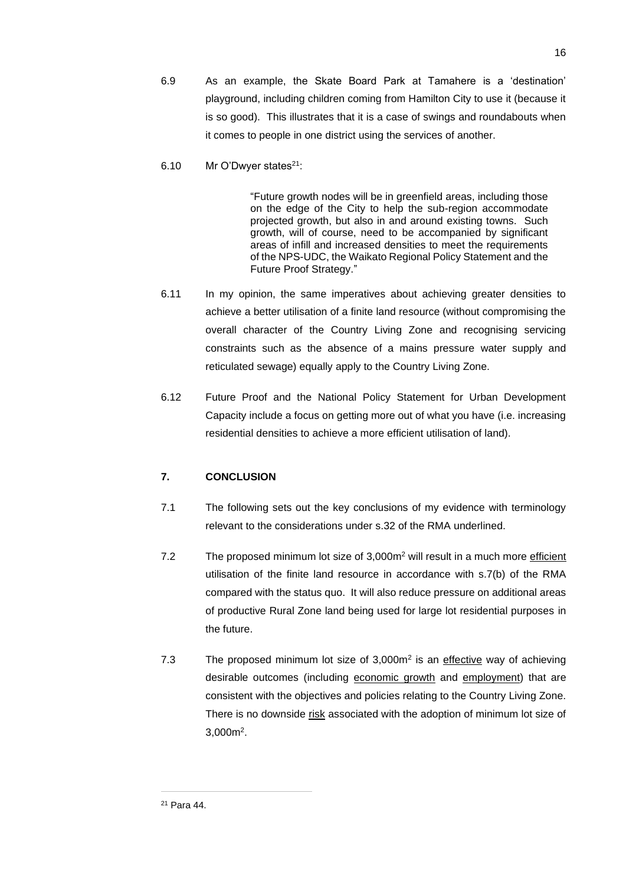6.9 As an example, the Skate Board Park at Tamahere is a 'destination' playground, including children coming from Hamilton City to use it (because it is so good). This illustrates that it is a case of swings and roundabouts when it comes to people in one district using the services of another.

6.10 Mr O'Dwyer states[21]:

> "Future growth nodes will be in greenfield areas, including those on the edge of the City to help the sub-region accommodate projected growth, but also in and around existing towns. Such growth, will of course, need to be accompanied by significant areas of infill and increased densities to meet the requirements of the NPS-UDC, the Waikato Regional Policy Statement and the Future Proof Strategy."

6.11 In my opinion, the same imperatives about achieving greater densities to achieve a better utilisation of a finite land resource (without compromising the overall character of the Country Living Zone and recognising servicing constraints such as the absence of a mains pressure water supply and reticulated sewage) equally apply to the Country Living Zone.

6.12 Future Proof and the National Policy Statement for Urban Development Capacity include a focus on getting more out of what you have (i.e. increasing residential densities to achieve a more efficient utilisation of land).

## 7. CONCLUSION

7.1 The following sets out the key conclusions of my evidence with terminology relevant to the considerations under s.32 of the RMA underlined.

7.2 The proposed minimum lot size of 3,000m$^2$ will result in a much more <u>efficient</u> utilisation of the finite land resource in accordance with s.7(b) of the RMA compared with the status quo. It will also reduce pressure on additional areas of productive Rural Zone land being used for large lot residential purposes in the future.

7.3 The proposed minimum lot size of 3,000m$^2$ is an <u>effective</u> way of achieving desirable outcomes (including <u>economic growth</u> and <u>employment</u>) that are consistent with the objectives and policies relating to the Country Living Zone. There is no downside <u>risk</u> associated with the adoption of minimum lot size of 3,000m$^2$.

---

[21] Para 44.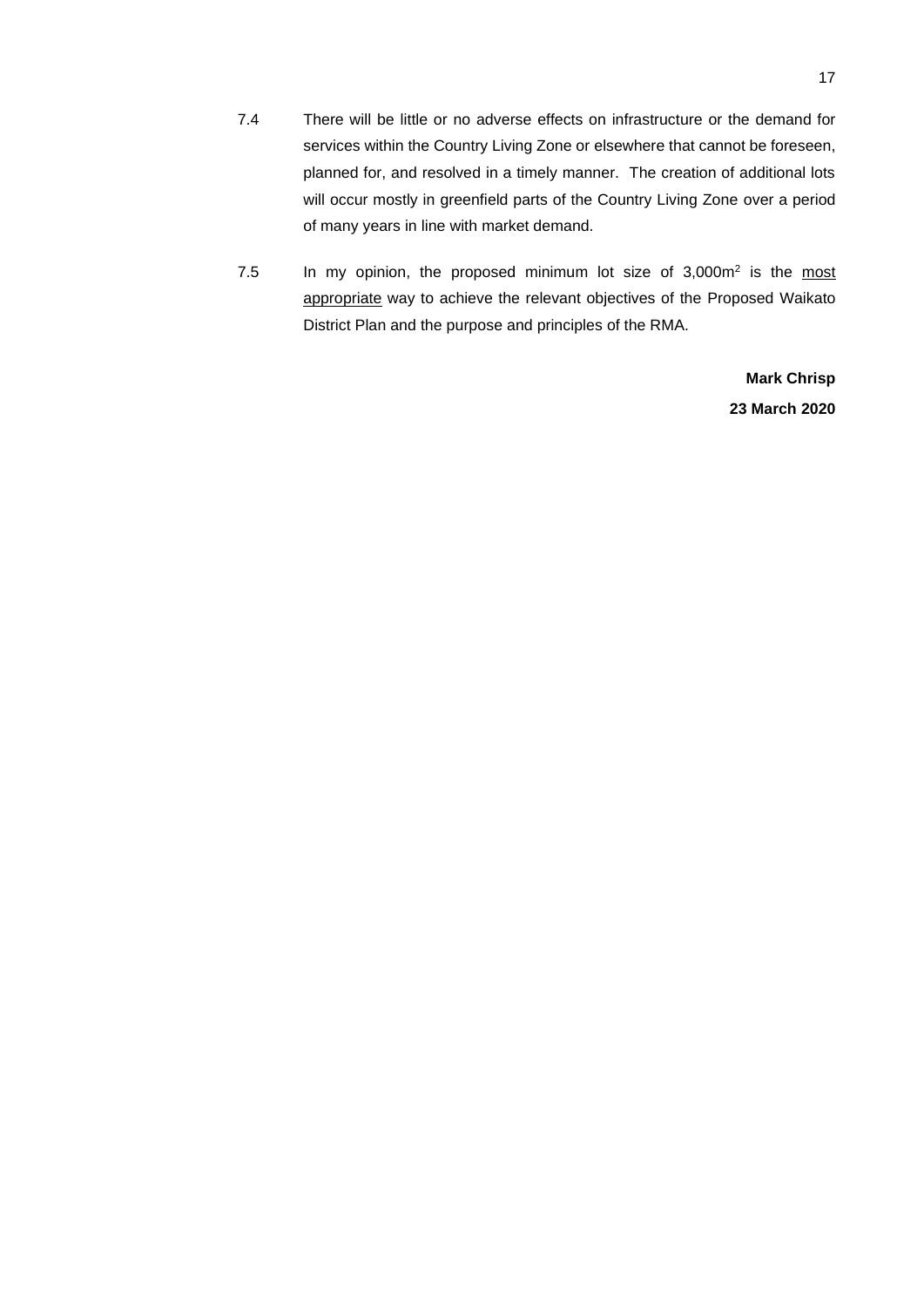7.4 There will be little or no adverse effects on infrastructure or the demand for services within the Country Living Zone or elsewhere that cannot be foreseen, planned for, and resolved in a timely manner. The creation of additional lots will occur mostly in greenfield parts of the Country Living Zone over a period of many years in line with market demand.

7.5 In my opinion, the proposed minimum lot size of 3,000m$^2$ is the <u>most appropriate</u> way to achieve the relevant objectives of the Proposed Waikato District Plan and the purpose and principles of the RMA.

**Mark Chrisp**

**23 March 2020**